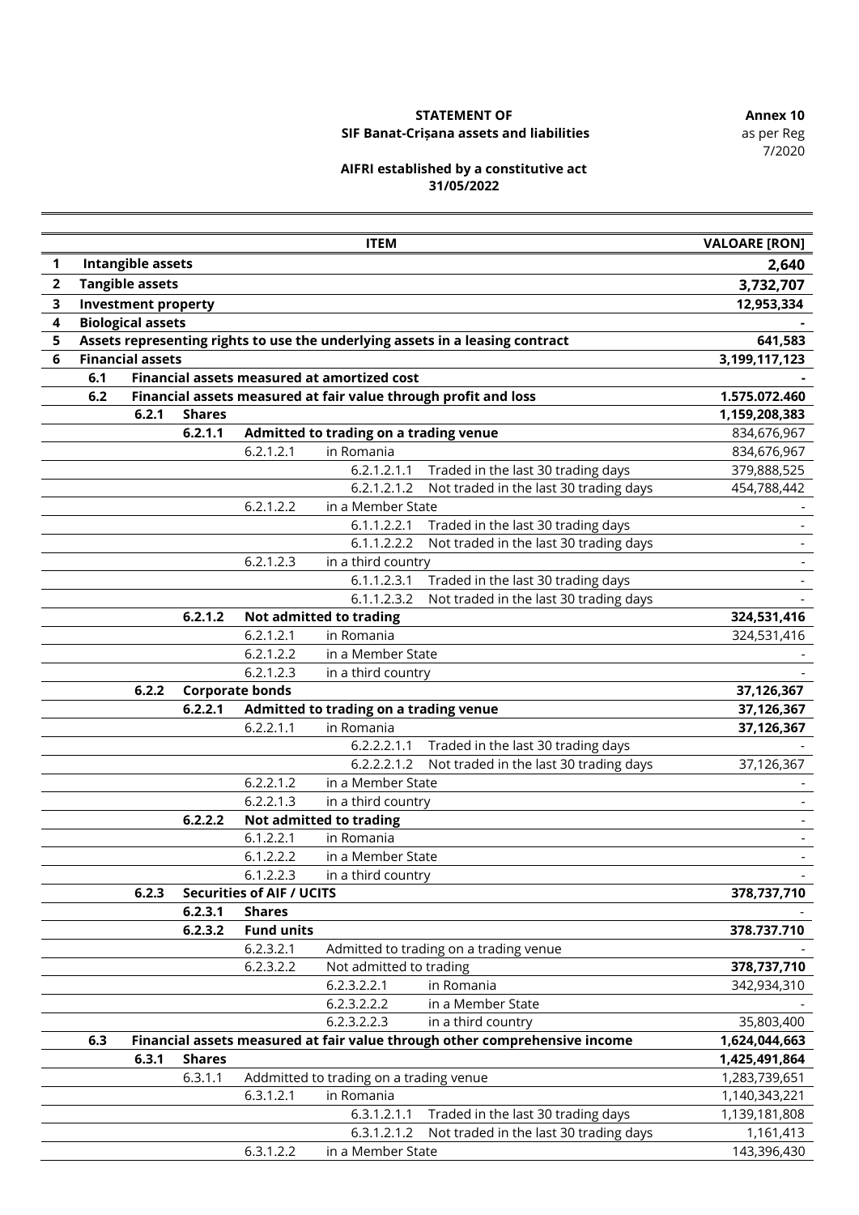**STATEMENT OF**
**SIF Banat-Crișana assets and liabilities**

**Annex 10**
as per Reg 7/2020

**AIFRI established by a constitutive act**
**31/05/2022**

| | | | | | | ITEM | VALOARE [RON] |
|---|---|---|---|---|---|---|---|
| **1** | **Intangible assets** | | | | | | **2,640** |
| **2** | **Tangible assets** | | | | | | **3,732,707** |
| **3** | **Investment property** | | | | | | **12,953,334** |
| **4** | **Biological assets** | | | | | | **-** |
| **5** | **Assets representing rights to use the underlying assets in a leasing contract** | | | | | | **641,583** |
| **6** | **Financial assets** | | | | | | **3,199,117,123** |
| | **6.1** | **Financial assets measured at amortized cost** | | | | | **-** |
| | **6.2** | **Financial assets measured at fair value through profit and loss** | | | | | **1.575.072.460** |
| | | **6.2.1** | **Shares** | | | | **1,159,208,383** |
| | | | **6.2.1.1** | **Admitted to trading on a trading venue** | | | 834,676,967 |
| | | | | 6.2.1.2.1 | in Romania | | 834,676,967 |
| | | | | | 6.2.1.2.1.1 | Traded in the last 30 trading days | 379,888,525 |
| | | | | | 6.2.1.2.1.2 | Not traded in the last 30 trading days | 454,788,442 |
| | | | | 6.2.1.2.2 | in a Member State | | - |
| | | | | | 6.1.1.2.2.1 | Traded in the last 30 trading days | - |
| | | | | | 6.1.1.2.2.2 | Not traded in the last 30 trading days | - |
| | | | | 6.2.1.2.3 | in a third country | | - |
| | | | | | 6.1.1.2.3.1 | Traded in the last 30 trading days | - |
| | | | | | 6.1.1.2.3.2 | Not traded in the last 30 trading days | - |
| | | | **6.2.1.2** | **Not admitted to trading** | | | **324,531,416** |
| | | | | 6.2.1.2.1 | in Romania | | 324,531,416 |
| | | | | 6.2.1.2.2 | in a Member State | | - |
| | | | | 6.2.1.2.3 | in a third country | | - |
| | | **6.2.2** | **Corporate bonds** | | | | **37,126,367** |
| | | | **6.2.2.1** | **Admitted to trading on a trading venue** | | | **37,126,367** |
| | | | | 6.2.2.1.1 | in Romania | | **37,126,367** |
| | | | | | 6.2.2.2.1.1 | Traded in the last 30 trading days | - |
| | | | | | 6.2.2.2.1.2 | Not traded in the last 30 trading days | 37,126,367 |
| | | | | 6.2.2.1.2 | in a Member State | | - |
| | | | | 6.2.2.1.3 | in a third country | | - |
| | | | **6.2.2.2** | **Not admitted to trading** | | | - |
| | | | | 6.1.2.2.1 | in Romania | | - |
| | | | | 6.1.2.2.2 | in a Member State | | - |
| | | | | 6.1.2.2.3 | in a third country | | - |
| | | **6.2.3** | **Securities of AIF / UCITS** | | | | **378,737,710** |
| | | | **6.2.3.1** | **Shares** | | | - |
| | | | **6.2.3.2** | **Fund units** | | | **378.737.710** |
| | | | | 6.2.3.2.1 | Admitted to trading on a trading venue | | - |
| | | | | 6.2.3.2.2 | Not admitted to trading | | **378,737,710** |
| | | | | | 6.2.3.2.2.1 | in Romania | 342,934,310 |
| | | | | | 6.2.3.2.2.2 | in a Member State | - |
| | | | | | 6.2.3.2.2.3 | in a third country | 35,803,400 |
| | **6.3** | **Financial assets measured at fair value through other comprehensive income** | | | | | **1,624,044,663** |
| | | **6.3.1** | **Shares** | | | | **1,425,491,864** |
| | | | 6.3.1.1 | Addmitted to trading on a trading venue | | | 1,283,739,651 |
| | | | | 6.3.1.2.1 | in Romania | | 1,140,343,221 |
| | | | | | 6.3.1.2.1.1 | Traded in the last 30 trading days | 1,139,181,808 |
| | | | | | 6.3.1.2.1.2 | Not traded in the last 30 trading days | 1,161,413 |
| | | | | 6.3.1.2.2 | in a Member State | | 143,396,430 |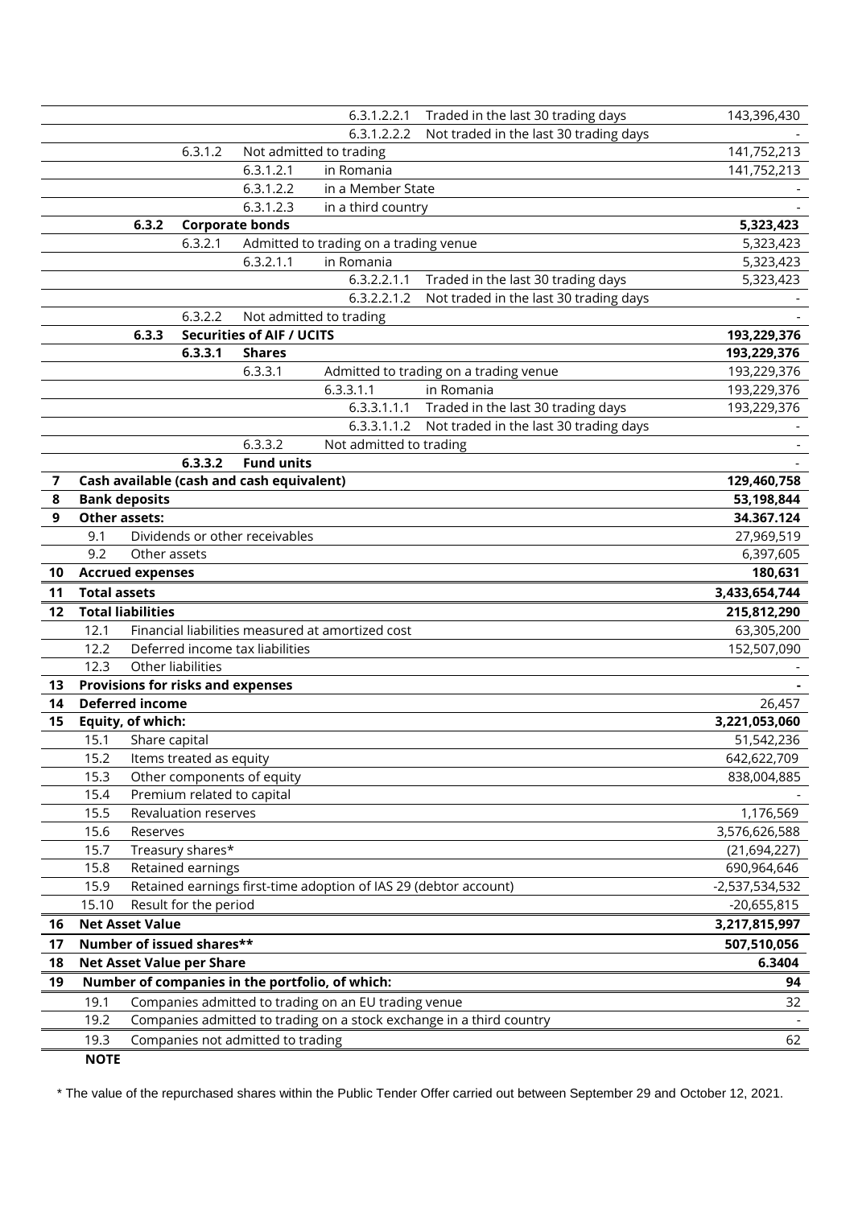| | | | | | | |
|---|---|---|---|---|---|---|
| | | | | 6.3.1.2.2.1 | Traded in the last 30 trading days | 143,396,430 |
| | | | | 6.3.1.2.2.2 | Not traded in the last 30 trading days | - |
| | | 6.3.1.2 | Not admitted to trading | | | 141,752,213 |
| | | | 6.3.1.2.1 | in Romania | | 141,752,213 |
| | | | 6.3.1.2.2 | in a Member State | | - |
| | | | 6.3.1.2.3 | in a third country | | - |
| | **6.3.2** | **Corporate bonds** | | | | **5,323,423** |
| | | 6.3.2.1 | Admitted to trading on a trading venue | | | 5,323,423 |
| | | | 6.3.2.1.1 | in Romania | | 5,323,423 |
| | | | | 6.3.2.2.1.1 | Traded in the last 30 trading days | 5,323,423 |
| | | | | 6.3.2.2.1.2 | Not traded in the last 30 trading days | - |
| | | 6.3.2.2 | Not admitted to trading | | | - |
| | **6.3.3** | **Securities of AIF / UCITS** | | | | **193,229,376** |
| | | **6.3.3.1** | **Shares** | | | **193,229,376** |
| | | | 6.3.3.1 | Admitted to trading on a trading venue | | 193,229,376 |
| | | | | 6.3.3.1.1 | in Romania | 193,229,376 |
| | | | | 6.3.3.1.1.1 | Traded in the last 30 trading days | 193,229,376 |
| | | | | 6.3.3.1.1.2 | Not traded in the last 30 trading days | - |
| | | | 6.3.3.2 | Not admitted to trading | | - |
| | | **6.3.3.2** | **Fund units** | | | - |
| **7** | **Cash available (cash and cash equivalent)** | | | | | **129,460,758** |
| **8** | **Bank deposits** | | | | | **53,198,844** |
| **9** | **Other assets:** | | | | | **34.367.124** |
| | 9.1 | Dividends or other receivables | | | | 27,969,519 |
| | 9.2 | Other assets | | | | 6,397,605 |
| **10** | **Accrued expenses** | | | | | **180,631** |
| **11** | **Total assets** | | | | | **3,433,654,744** |
| **12** | **Total liabilities** | | | | | **215,812,290** |
| | 12.1 | Financial liabilities measured at amortized cost | | | | 63,305,200 |
| | 12.2 | Deferred income tax liabilities | | | | 152,507,090 |
| | 12.3 | Other liabilities | | | | - |
| **13** | **Provisions for risks and expenses** | | | | | **-** |
| **14** | **Deferred income** | | | | | 26,457 |
| **15** | **Equity, of which:** | | | | | **3,221,053,060** |
| | 15.1 | Share capital | | | | 51,542,236 |
| | 15.2 | Items treated as equity | | | | 642,622,709 |
| | 15.3 | Other components of equity | | | | 838,004,885 |
| | 15.4 | Premium related to capital | | | | - |
| | 15.5 | Revaluation reserves | | | | 1,176,569 |
| | 15.6 | Reserves | | | | 3,576,626,588 |
| | 15.7 | Treasury shares* | | | | (21,694,227) |
| | 15.8 | Retained earnings | | | | 690,964,646 |
| | 15.9 | Retained earnings first-time adoption of IAS 29 (debtor account) | | | | -2,537,534,532 |
| | 15.10 | Result for the period | | | | -20,655,815 |
| **16** | **Net Asset Value** | | | | | **3,217,815,997** |
| **17** | **Number of issued shares**** | | | | | **507,510,056** |
| **18** | **Net Asset Value per Share** | | | | | **6.3404** |
| **19** | **Number of companies in the portfolio, of which:** | | | | | **94** |
| | 19.1 | Companies admitted to trading on an EU trading venue | | | | 32 |
| | 19.2 | Companies admitted to trading on a stock exchange in a third country | | | | - |
| | 19.3 | Companies not admitted to trading | | | | 62 |

**NOTE**

\* The value of the repurchased shares within the Public Tender Offer carried out between September 29 and October 12, 2021.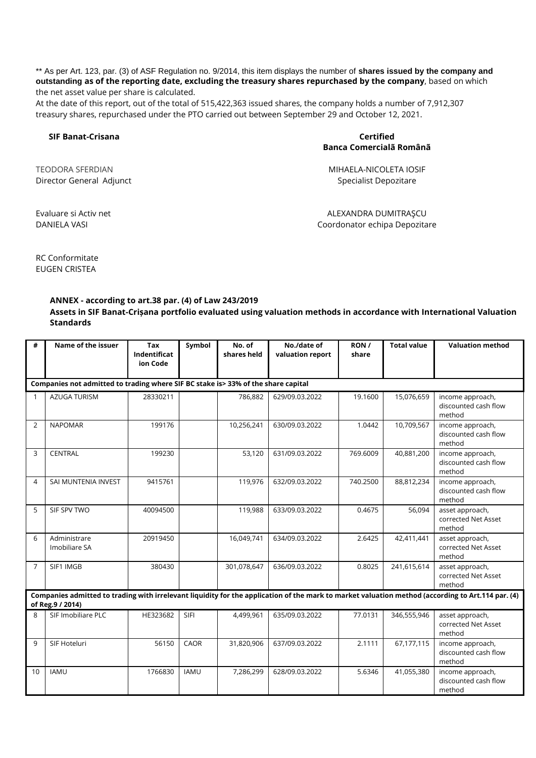** As per Art. 123, par. (3) of ASF Regulation no. 9/2014, this item displays the number of **shares issued by the company and outstanding as of the reporting date, excluding the treasury shares repurchased by the company**, based on which the net asset value per share is calculated.
At the date of this report, out of the total of 515,422,363 issued shares, the company holds a number of 7,912,307 treasury shares, repurchased under the PTO carried out between September 29 and October 12, 2021.

**SIF Banat-Crisana**

TEODORA SFERDIAN
Director General Adjunct

Evaluare si Activ net
DANIELA VASI

RC Conformitate
EUGEN CRISTEA

**Certified**
**Banca Comercialã Românã**

MIHAELA-NICOLETA IOSIF
Specialist Depozitare

ALEXANDRA DUMITRAŞCU
Coordonator echipa Depozitare

### ANNEX - according to art.38 par. (4) of Law 243/2019
### Assets in SIF Banat-Crișana portfolio evaluated using valuation methods in accordance with International Valuation Standards

| # | Name of the issuer | Tax Indentification Code | Symbol | No. of shares held | No./date of valuation report | RON / share | Total value | Valuation method |
|---|---|---|---|---|---|---|---|---|
| **Companies not admitted to trading where SIF BC stake is> 33% of the share capital** | | | | | | | | |
| 1 | AZUGA TURISM | 28330211 | | 786,882 | 629/09.03.2022 | 19.1600 | 15,076,659 | income approach, discounted cash flow method |
| 2 | NAPOMAR | 199176 | | 10,256,241 | 630/09.03.2022 | 1.0442 | 10,709,567 | income approach, discounted cash flow method |
| 3 | CENTRAL | 199230 | | 53,120 | 631/09.03.2022 | 769.6009 | 40,881,200 | income approach, discounted cash flow method |
| 4 | SAI MUNTENIA INVEST | 9415761 | | 119,976 | 632/09.03.2022 | 740.2500 | 88,812,234 | income approach, discounted cash flow method |
| 5 | SIF SPV TWO | 40094500 | | 119,988 | 633/09.03.2022 | 0.4675 | 56,094 | asset approach, corrected Net Asset method |
| 6 | Administrare Imobiliare SA | 20919450 | | 16,049,741 | 634/09.03.2022 | 2.6425 | 42,411,441 | asset approach, corrected Net Asset method |
| 7 | SIF1 IMGB | 380430 | | 301,078,647 | 636/09.03.2022 | 0.8025 | 241,615,614 | asset approach, corrected Net Asset method |
| **Companies admitted to trading with irrelevant liquidity for the application of the mark to market valuation method (according to Art.114 par. (4) of Reg.9 / 2014)** | | | | | | | | |
| 8 | SIF Imobiliare PLC | HE323682 | SIFI | 4,499,961 | 635/09.03.2022 | 77.0131 | 346,555,946 | asset approach, corrected Net Asset method |
| 9 | SIF Hoteluri | 56150 | CAOR | 31,820,906 | 637/09.03.2022 | 2.1111 | 67,177,115 | income approach, discounted cash flow method |
| 10 | IAMU | 1766830 | IAMU | 7,286,299 | 628/09.03.2022 | 5.6346 | 41,055,380 | income approach, discounted cash flow method |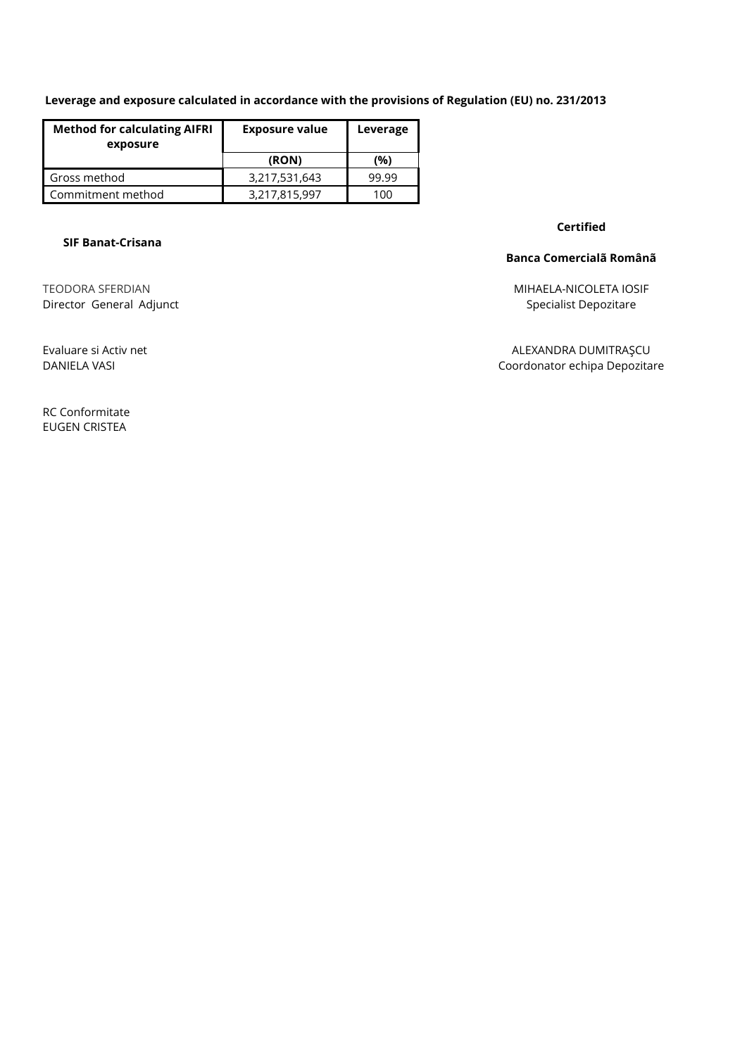**Leverage and exposure calculated in accordance with the provisions of Regulation (EU) no. 231/2013**

| **Method for calculating AIFRI exposure** | **Exposure value** | **Leverage** |
|---|---|---|
| | **(RON)** | **(%)** |
| Gross method | 3,217,531,643 | 99.99 |
| Commitment method | 3,217,815,997 | 100 |

**SIF Banat-Crisana**

TEODORA SFERDIAN
Director General Adjunct

Evaluare si Activ net
DANIELA VASI

RC Conformitate
EUGEN CRISTEA

**Certified**

**Banca Comercialã Românã**

MIHAELA-NICOLETA IOSIF
Specialist Depozitare

ALEXANDRA DUMITRAŞCU
Coordonator echipa Depozitare